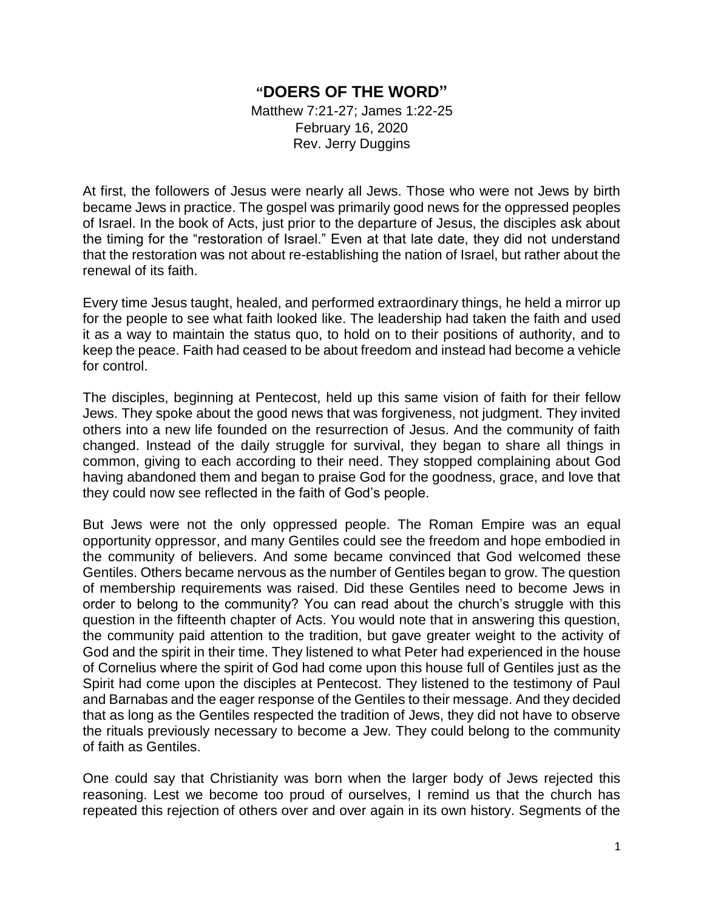# "DOERS OF THE WORD"

Matthew 7:21-27; James 1:22-25
February 16, 2020
Rev. Jerry Duggins

At first, the followers of Jesus were nearly all Jews. Those who were not Jews by birth became Jews in practice. The gospel was primarily good news for the oppressed peoples of Israel. In the book of Acts, just prior to the departure of Jesus, the disciples ask about the timing for the "restoration of Israel." Even at that late date, they did not understand that the restoration was not about re-establishing the nation of Israel, but rather about the renewal of its faith.

Every time Jesus taught, healed, and performed extraordinary things, he held a mirror up for the people to see what faith looked like. The leadership had taken the faith and used it as a way to maintain the status quo, to hold on to their positions of authority, and to keep the peace. Faith had ceased to be about freedom and instead had become a vehicle for control.

The disciples, beginning at Pentecost, held up this same vision of faith for their fellow Jews. They spoke about the good news that was forgiveness, not judgment. They invited others into a new life founded on the resurrection of Jesus. And the community of faith changed. Instead of the daily struggle for survival, they began to share all things in common, giving to each according to their need. They stopped complaining about God having abandoned them and began to praise God for the goodness, grace, and love that they could now see reflected in the faith of God's people.

But Jews were not the only oppressed people. The Roman Empire was an equal opportunity oppressor, and many Gentiles could see the freedom and hope embodied in the community of believers. And some became convinced that God welcomed these Gentiles. Others became nervous as the number of Gentiles began to grow. The question of membership requirements was raised. Did these Gentiles need to become Jews in order to belong to the community? You can read about the church's struggle with this question in the fifteenth chapter of Acts. You would note that in answering this question, the community paid attention to the tradition, but gave greater weight to the activity of God and the spirit in their time. They listened to what Peter had experienced in the house of Cornelius where the spirit of God had come upon this house full of Gentiles just as the Spirit had come upon the disciples at Pentecost. They listened to the testimony of Paul and Barnabas and the eager response of the Gentiles to their message. And they decided that as long as the Gentiles respected the tradition of Jews, they did not have to observe the rituals previously necessary to become a Jew. They could belong to the community of faith as Gentiles.

One could say that Christianity was born when the larger body of Jews rejected this reasoning. Lest we become too proud of ourselves, I remind us that the church has repeated this rejection of others over and over again in its own history. Segments of the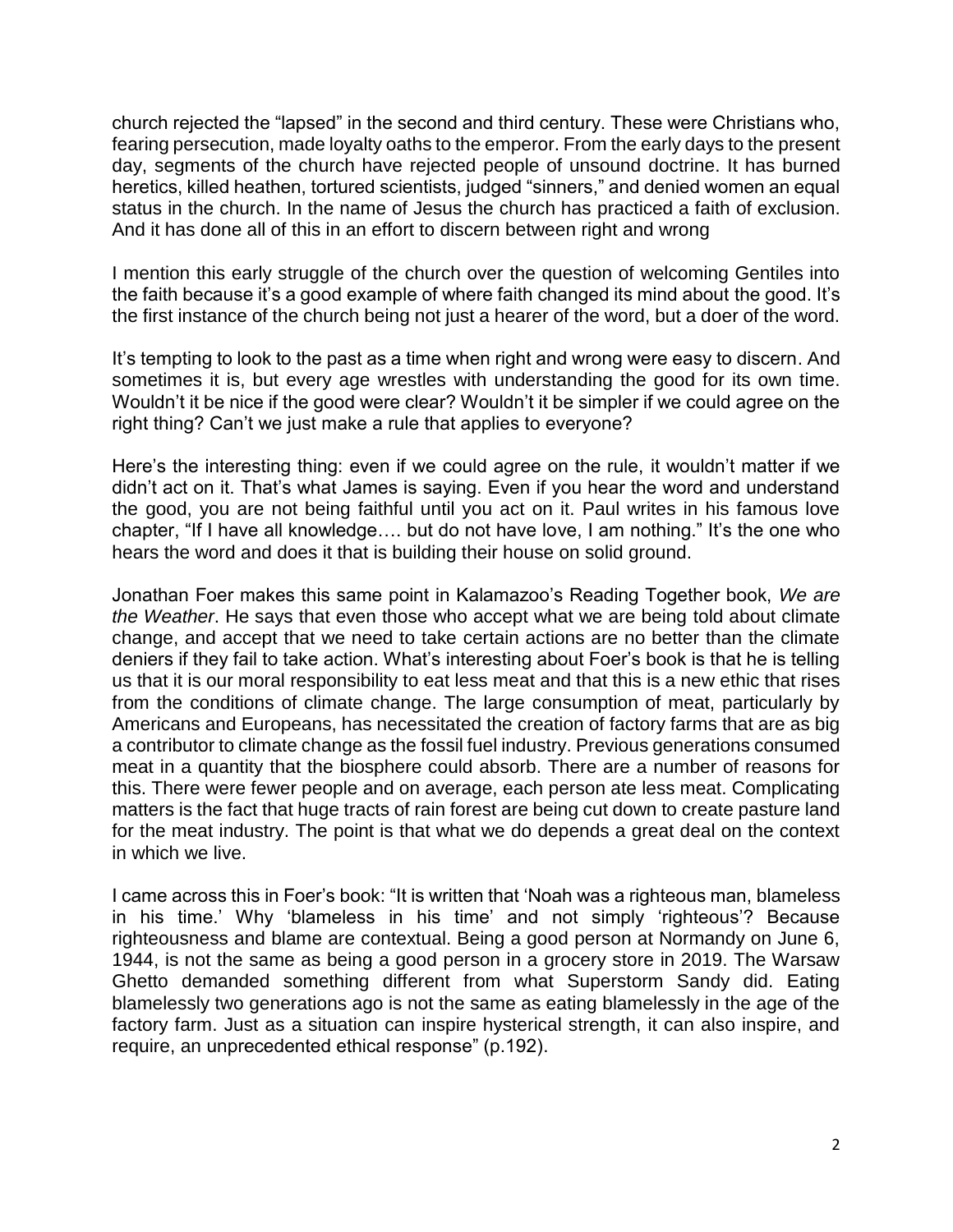church rejected the "lapsed" in the second and third century. These were Christians who, fearing persecution, made loyalty oaths to the emperor. From the early days to the present day, segments of the church have rejected people of unsound doctrine. It has burned heretics, killed heathen, tortured scientists, judged "sinners," and denied women an equal status in the church. In the name of Jesus the church has practiced a faith of exclusion. And it has done all of this in an effort to discern between right and wrong

I mention this early struggle of the church over the question of welcoming Gentiles into the faith because it's a good example of where faith changed its mind about the good. It's the first instance of the church being not just a hearer of the word, but a doer of the word.

It's tempting to look to the past as a time when right and wrong were easy to discern. And sometimes it is, but every age wrestles with understanding the good for its own time. Wouldn't it be nice if the good were clear? Wouldn't it be simpler if we could agree on the right thing? Can't we just make a rule that applies to everyone?

Here's the interesting thing: even if we could agree on the rule, it wouldn't matter if we didn't act on it. That's what James is saying. Even if you hear the word and understand the good, you are not being faithful until you act on it. Paul writes in his famous love chapter, "If I have all knowledge…. but do not have love, I am nothing." It's the one who hears the word and does it that is building their house on solid ground.

Jonathan Foer makes this same point in Kalamazoo's Reading Together book, *We are the Weather*. He says that even those who accept what we are being told about climate change, and accept that we need to take certain actions are no better than the climate deniers if they fail to take action. What's interesting about Foer's book is that he is telling us that it is our moral responsibility to eat less meat and that this is a new ethic that rises from the conditions of climate change. The large consumption of meat, particularly by Americans and Europeans, has necessitated the creation of factory farms that are as big a contributor to climate change as the fossil fuel industry. Previous generations consumed meat in a quantity that the biosphere could absorb. There are a number of reasons for this. There were fewer people and on average, each person ate less meat. Complicating matters is the fact that huge tracts of rain forest are being cut down to create pasture land for the meat industry. The point is that what we do depends a great deal on the context in which we live.

I came across this in Foer's book: "It is written that 'Noah was a righteous man, blameless in his time.' Why 'blameless in his time' and not simply 'righteous'? Because righteousness and blame are contextual. Being a good person at Normandy on June 6, 1944, is not the same as being a good person in a grocery store in 2019. The Warsaw Ghetto demanded something different from what Superstorm Sandy did. Eating blamelessly two generations ago is not the same as eating blamelessly in the age of the factory farm. Just as a situation can inspire hysterical strength, it can also inspire, and require, an unprecedented ethical response" (p.192).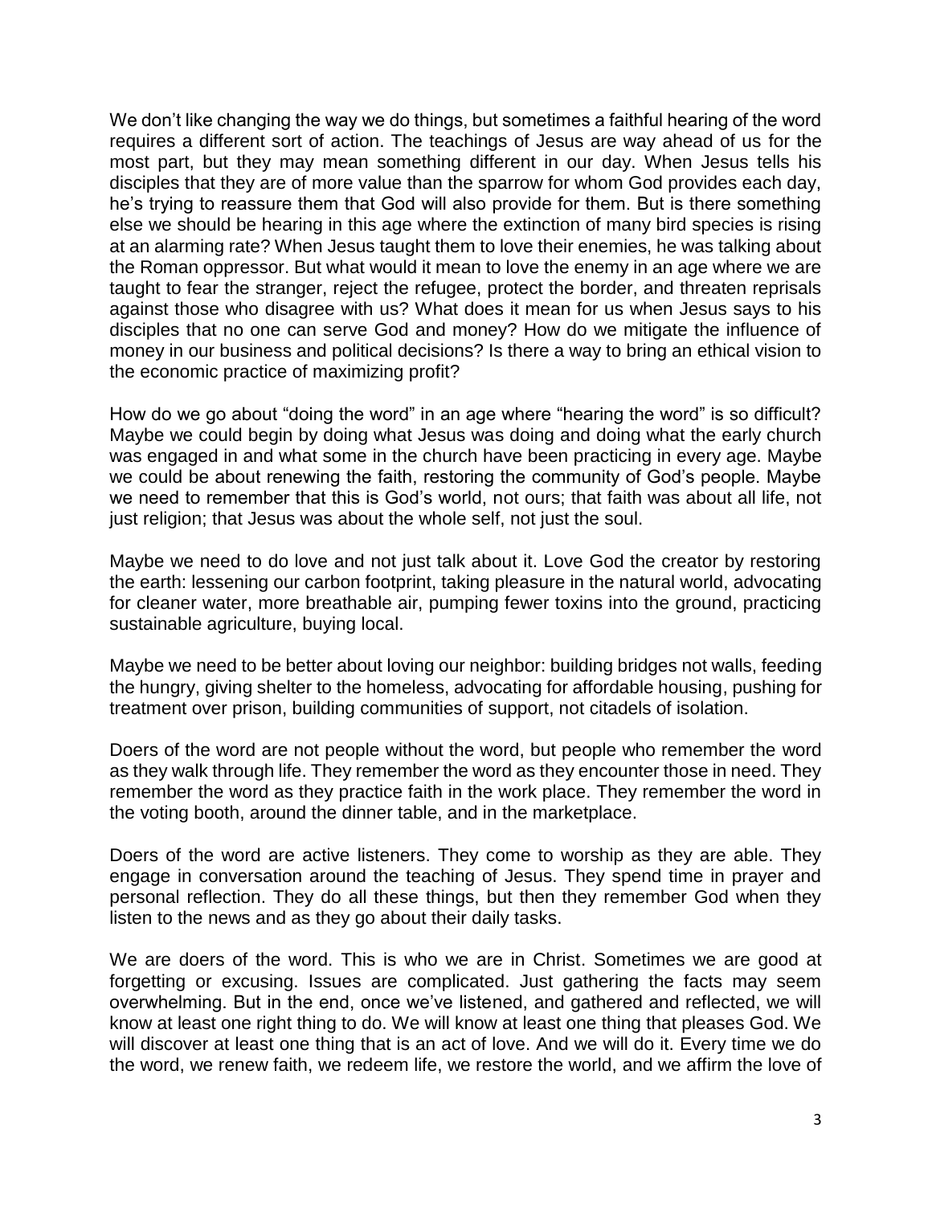We don't like changing the way we do things, but sometimes a faithful hearing of the word requires a different sort of action. The teachings of Jesus are way ahead of us for the most part, but they may mean something different in our day. When Jesus tells his disciples that they are of more value than the sparrow for whom God provides each day, he's trying to reassure them that God will also provide for them. But is there something else we should be hearing in this age where the extinction of many bird species is rising at an alarming rate? When Jesus taught them to love their enemies, he was talking about the Roman oppressor. But what would it mean to love the enemy in an age where we are taught to fear the stranger, reject the refugee, protect the border, and threaten reprisals against those who disagree with us? What does it mean for us when Jesus says to his disciples that no one can serve God and money? How do we mitigate the influence of money in our business and political decisions? Is there a way to bring an ethical vision to the economic practice of maximizing profit?

How do we go about "doing the word" in an age where "hearing the word" is so difficult? Maybe we could begin by doing what Jesus was doing and doing what the early church was engaged in and what some in the church have been practicing in every age. Maybe we could be about renewing the faith, restoring the community of God's people. Maybe we need to remember that this is God's world, not ours; that faith was about all life, not just religion; that Jesus was about the whole self, not just the soul.

Maybe we need to do love and not just talk about it. Love God the creator by restoring the earth: lessening our carbon footprint, taking pleasure in the natural world, advocating for cleaner water, more breathable air, pumping fewer toxins into the ground, practicing sustainable agriculture, buying local.

Maybe we need to be better about loving our neighbor: building bridges not walls, feeding the hungry, giving shelter to the homeless, advocating for affordable housing, pushing for treatment over prison, building communities of support, not citadels of isolation.

Doers of the word are not people without the word, but people who remember the word as they walk through life. They remember the word as they encounter those in need. They remember the word as they practice faith in the work place. They remember the word in the voting booth, around the dinner table, and in the marketplace.

Doers of the word are active listeners. They come to worship as they are able. They engage in conversation around the teaching of Jesus. They spend time in prayer and personal reflection. They do all these things, but then they remember God when they listen to the news and as they go about their daily tasks.

We are doers of the word. This is who we are in Christ. Sometimes we are good at forgetting or excusing. Issues are complicated. Just gathering the facts may seem overwhelming. But in the end, once we've listened, and gathered and reflected, we will know at least one right thing to do. We will know at least one thing that pleases God. We will discover at least one thing that is an act of love. And we will do it. Every time we do the word, we renew faith, we redeem life, we restore the world, and we affirm the love of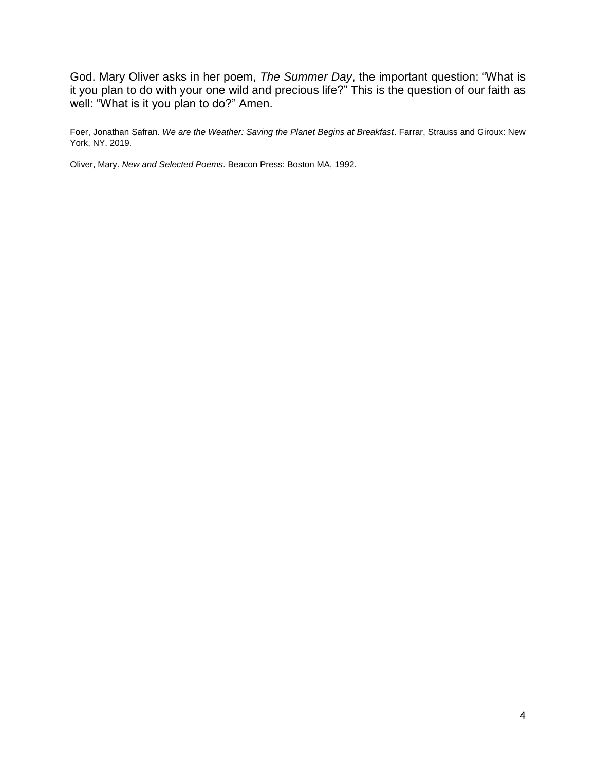God. Mary Oliver asks in her poem, *The Summer Day*, the important question: "What is it you plan to do with your one wild and precious life?" This is the question of our faith as well: "What is it you plan to do?" Amen.

Foer, Jonathan Safran. *We are the Weather: Saving the Planet Begins at Breakfast*. Farrar, Strauss and Giroux: New York, NY. 2019.

Oliver, Mary. *New and Selected Poems*. Beacon Press: Boston MA, 1992.